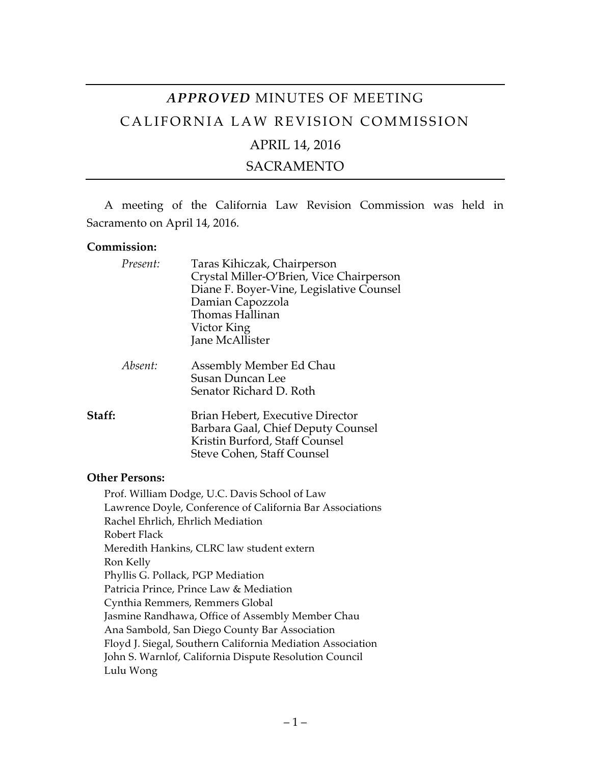# *APPROVED* MINUTES OF MEETING

# CALIFORNIA LAW REVISION COMMISSION

## APRIL 14, 2016

## SACRAMENTO

A meeting of the California Law Revision Commission was held in Sacramento on April 14, 2016.

**Commission:**

*Present:*
- Taras Kihiczak, Chairperson
- Crystal Miller-O'Brien, Vice Chairperson
- Diane F. Boyer-Vine, Legislative Counsel
- Damian Capozzola
- Thomas Hallinan
- Victor King
- Jane McAllister

*Absent:*
- Assembly Member Ed Chau
- Susan Duncan Lee
- Senator Richard D. Roth

**Staff:**
- Brian Hebert, Executive Director
- Barbara Gaal, Chief Deputy Counsel
- Kristin Burford, Staff Counsel
- Steve Cohen, Staff Counsel

**Other Persons:**

- Prof. William Dodge, U.C. Davis School of Law
- Lawrence Doyle, Conference of California Bar Associations
- Rachel Ehrlich, Ehrlich Mediation
- Robert Flack
- Meredith Hankins, CLRC law student extern
- Ron Kelly
- Phyllis G. Pollack, PGP Mediation
- Patricia Prince, Prince Law & Mediation
- Cynthia Remmers, Remmers Global
- Jasmine Randhawa, Office of Assembly Member Chau
- Ana Sambold, San Diego County Bar Association
- Floyd J. Siegal, Southern California Mediation Association
- John S. Warnlof, California Dispute Resolution Council
- Lulu Wong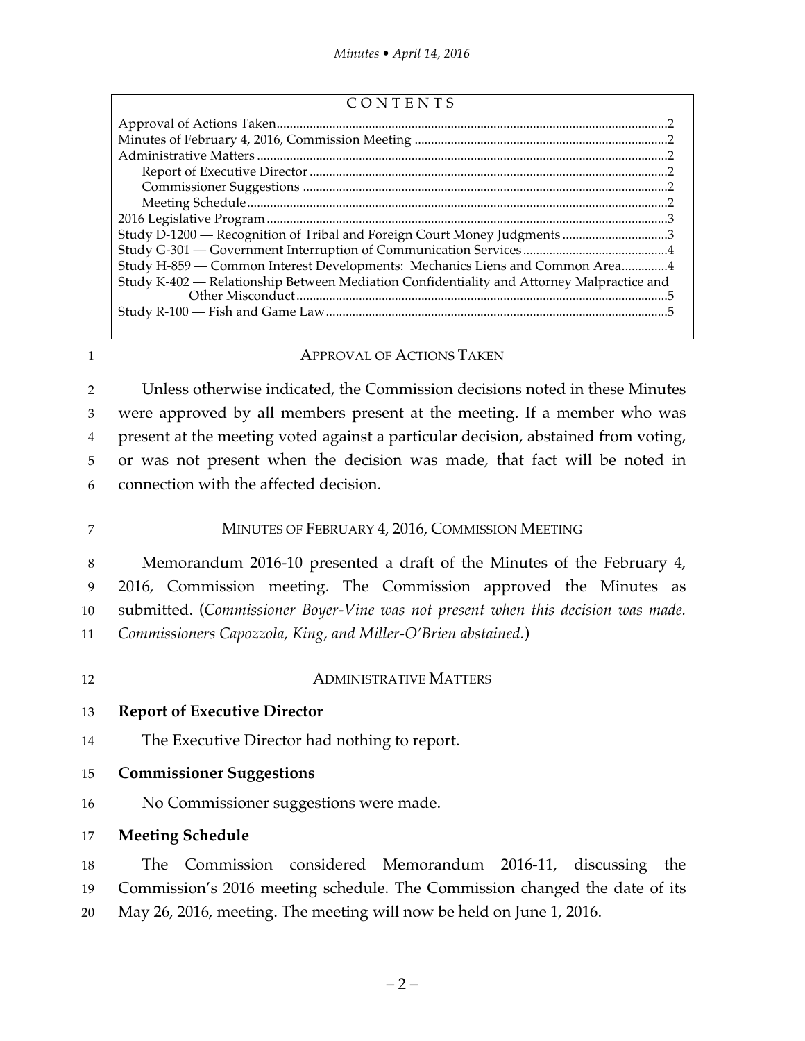CONTENTS

Approval of Actions Taken.....2
Minutes of February 4, 2016, Commission Meeting.....2
Administrative Matters.....2
  Report of Executive Director.....2
  Commissioner Suggestions.....2
  Meeting Schedule.....2
2016 Legislative Program.....3
Study D-1200 — Recognition of Tribal and Foreign Court Money Judgments.....3
Study G-301 — Government Interruption of Communication Services.....4
Study H-859 — Common Interest Developments: Mechanics Liens and Common Area.....4
Study K-402 — Relationship Between Mediation Confidentiality and Attorney Malpractice and Other Misconduct.....5
Study R-100 — Fish and Game Law.....5

## APPROVAL OF ACTIONS TAKEN

Unless otherwise indicated, the Commission decisions noted in these Minutes were approved by all members present at the meeting. If a member who was present at the meeting voted against a particular decision, abstained from voting, or was not present when the decision was made, that fact will be noted in connection with the affected decision.

## MINUTES OF FEBRUARY 4, 2016, COMMISSION MEETING

Memorandum 2016-10 presented a draft of the Minutes of the February 4, 2016, Commission meeting. The Commission approved the Minutes as submitted. (*Commissioner Boyer-Vine was not present when this decision was made. Commissioners Capozzola, King, and Miller-O'Brien abstained.*)

## ADMINISTRATIVE MATTERS

### Report of Executive Director

The Executive Director had nothing to report.

### Commissioner Suggestions

No Commissioner suggestions were made.

### Meeting Schedule

The Commission considered Memorandum 2016-11, discussing the Commission's 2016 meeting schedule. The Commission changed the date of its May 26, 2016, meeting. The meeting will now be held on June 1, 2016.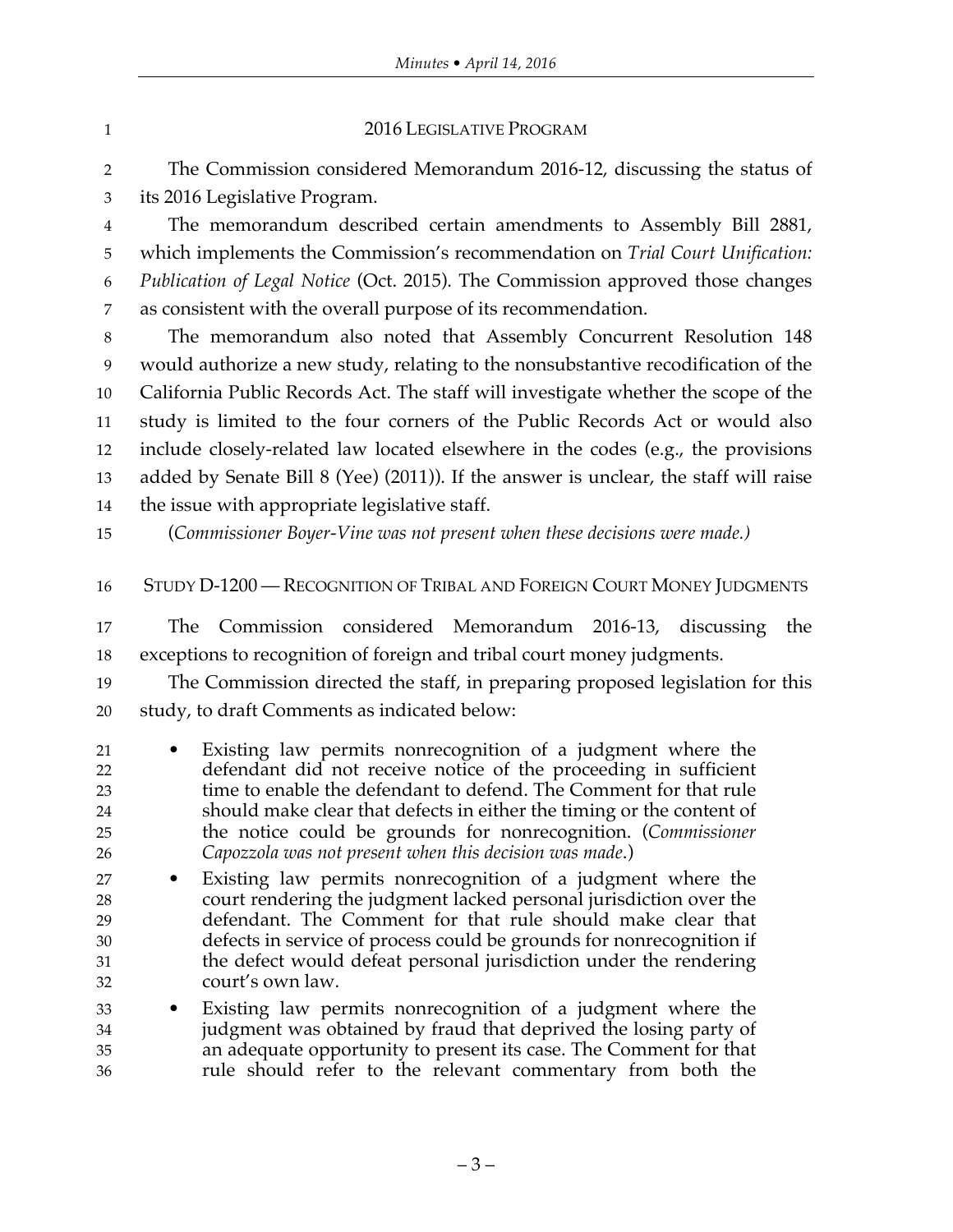## 2016 LEGISLATIVE PROGRAM

The Commission considered Memorandum 2016-12, discussing the status of its 2016 Legislative Program.

The memorandum described certain amendments to Assembly Bill 2881, which implements the Commission's recommendation on *Trial Court Unification: Publication of Legal Notice* (Oct. 2015). The Commission approved those changes as consistent with the overall purpose of its recommendation.

The memorandum also noted that Assembly Concurrent Resolution 148 would authorize a new study, relating to the nonsubstantive recodification of the California Public Records Act. The staff will investigate whether the scope of the study is limited to the four corners of the Public Records Act or would also include closely-related law located elsewhere in the codes (e.g., the provisions added by Senate Bill 8 (Yee) (2011)). If the answer is unclear, the staff will raise the issue with appropriate legislative staff.

(*Commissioner Boyer-Vine was not present when these decisions were made.)*

## STUDY D-1200 — RECOGNITION OF TRIBAL AND FOREIGN COURT MONEY JUDGMENTS

The Commission considered Memorandum 2016-13, discussing the exceptions to recognition of foreign and tribal court money judgments.

The Commission directed the staff, in preparing proposed legislation for this study, to draft Comments as indicated below:

- Existing law permits nonrecognition of a judgment where the defendant did not receive notice of the proceeding in sufficient time to enable the defendant to defend. The Comment for that rule should make clear that defects in either the timing or the content of the notice could be grounds for nonrecognition. (*Commissioner Capozzola was not present when this decision was made*.)
- Existing law permits nonrecognition of a judgment where the court rendering the judgment lacked personal jurisdiction over the defendant. The Comment for that rule should make clear that defects in service of process could be grounds for nonrecognition if the defect would defeat personal jurisdiction under the rendering court's own law.
- Existing law permits nonrecognition of a judgment where the judgment was obtained by fraud that deprived the losing party of an adequate opportunity to present its case. The Comment for that rule should refer to the relevant commentary from both the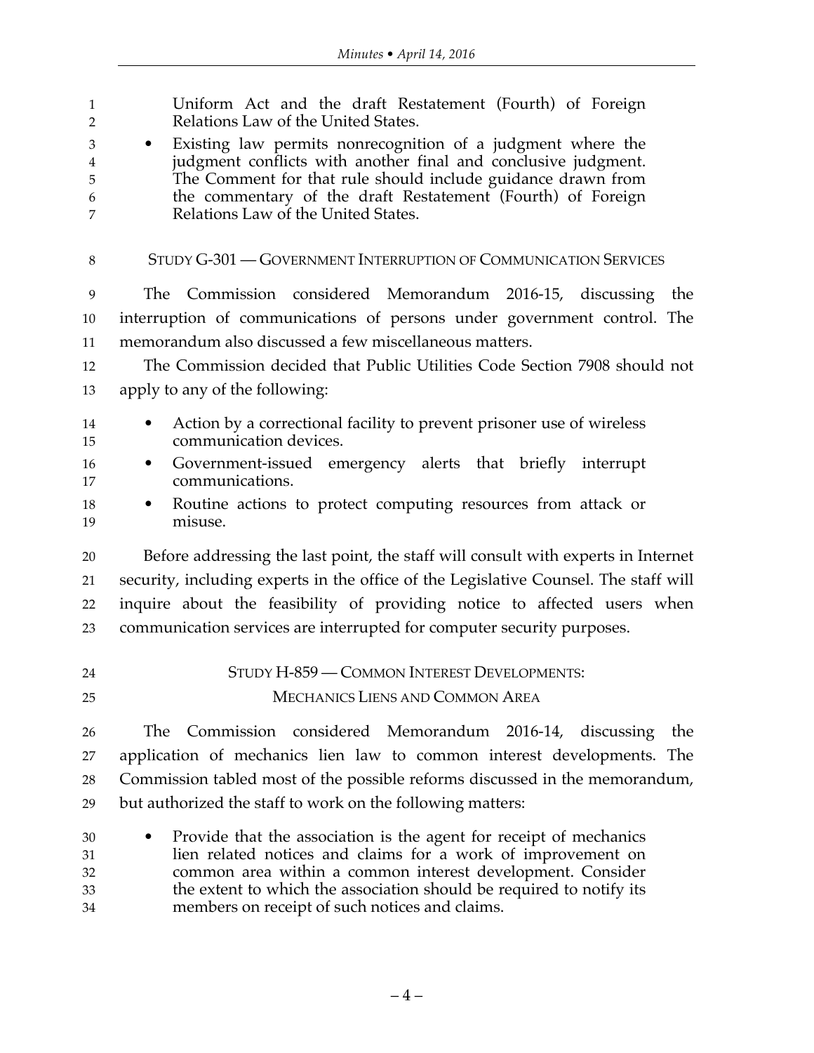Uniform Act and the draft Restatement (Fourth) of Foreign Relations Law of the United States.

- Existing law permits nonrecognition of a judgment where the judgment conflicts with another final and conclusive judgment. The Comment for that rule should include guidance drawn from the commentary of the draft Restatement (Fourth) of Foreign Relations Law of the United States.

## STUDY G-301 — GOVERNMENT INTERRUPTION OF COMMUNICATION SERVICES

The Commission considered Memorandum 2016-15, discussing the interruption of communications of persons under government control. The memorandum also discussed a few miscellaneous matters.

The Commission decided that Public Utilities Code Section 7908 should not apply to any of the following:

- Action by a correctional facility to prevent prisoner use of wireless communication devices.
- Government-issued emergency alerts that briefly interrupt communications.
- Routine actions to protect computing resources from attack or misuse.

Before addressing the last point, the staff will consult with experts in Internet security, including experts in the office of the Legislative Counsel. The staff will inquire about the feasibility of providing notice to affected users when communication services are interrupted for computer security purposes.

## STUDY H-859 — COMMON INTEREST DEVELOPMENTS: MECHANICS LIENS AND COMMON AREA

The Commission considered Memorandum 2016-14, discussing the application of mechanics lien law to common interest developments. The Commission tabled most of the possible reforms discussed in the memorandum, but authorized the staff to work on the following matters:

- Provide that the association is the agent for receipt of mechanics lien related notices and claims for a work of improvement on common area within a common interest development. Consider the extent to which the association should be required to notify its members on receipt of such notices and claims.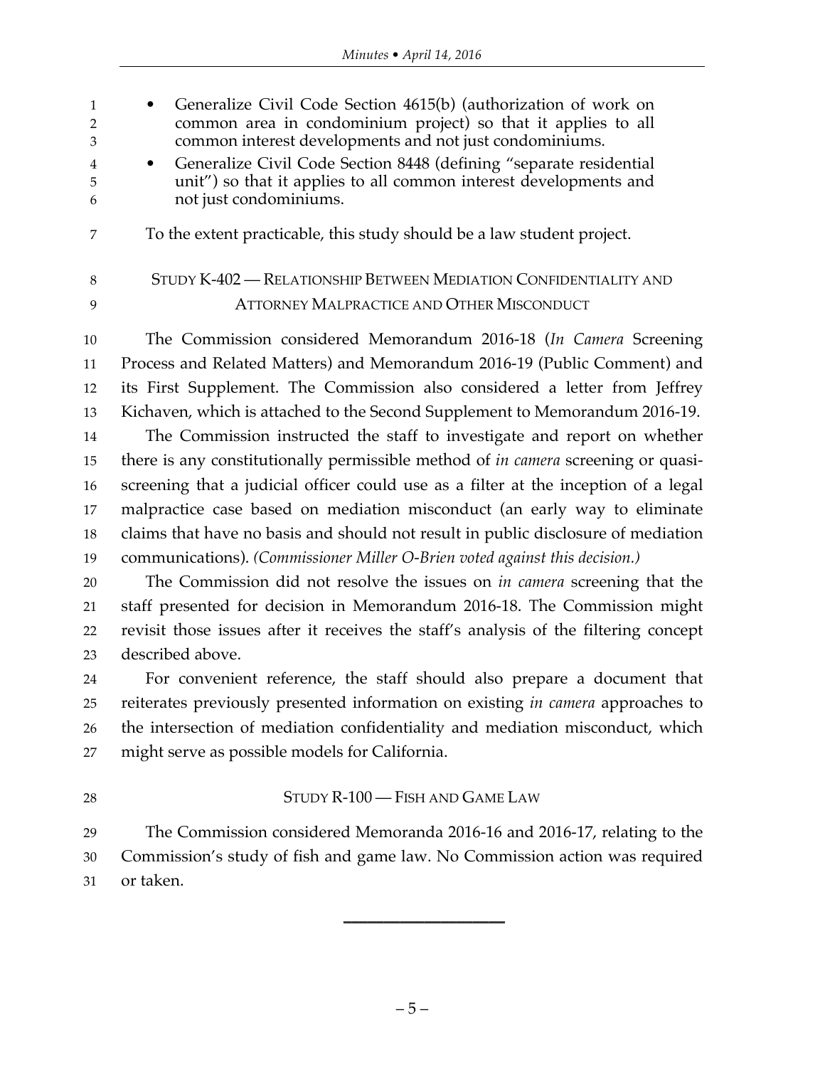- Generalize Civil Code Section 4615(b) (authorization of work on common area in condominium project) so that it applies to all common interest developments and not just condominiums.
- Generalize Civil Code Section 8448 (defining "separate residential unit") so that it applies to all common interest developments and not just condominiums.

To the extent practicable, this study should be a law student project.

## STUDY K-402 — RELATIONSHIP BETWEEN MEDIATION CONFIDENTIALITY AND ATTORNEY MALPRACTICE AND OTHER MISCONDUCT

The Commission considered Memorandum 2016-18 (*In Camera* Screening Process and Related Matters) and Memorandum 2016-19 (Public Comment) and its First Supplement. The Commission also considered a letter from Jeffrey Kichaven, which is attached to the Second Supplement to Memorandum 2016-19.

The Commission instructed the staff to investigate and report on whether there is any constitutionally permissible method of *in camera* screening or quasi-screening that a judicial officer could use as a filter at the inception of a legal malpractice case based on mediation misconduct (an early way to eliminate claims that have no basis and should not result in public disclosure of mediation communications). *(Commissioner Miller O-Brien voted against this decision.)*

The Commission did not resolve the issues on *in camera* screening that the staff presented for decision in Memorandum 2016-18. The Commission might revisit those issues after it receives the staff's analysis of the filtering concept described above.

For convenient reference, the staff should also prepare a document that reiterates previously presented information on existing *in camera* approaches to the intersection of mediation confidentiality and mediation misconduct, which might serve as possible models for California.

## STUDY R-100 — FISH AND GAME LAW

The Commission considered Memoranda 2016-16 and 2016-17, relating to the Commission's study of fish and game law. No Commission action was required or taken.